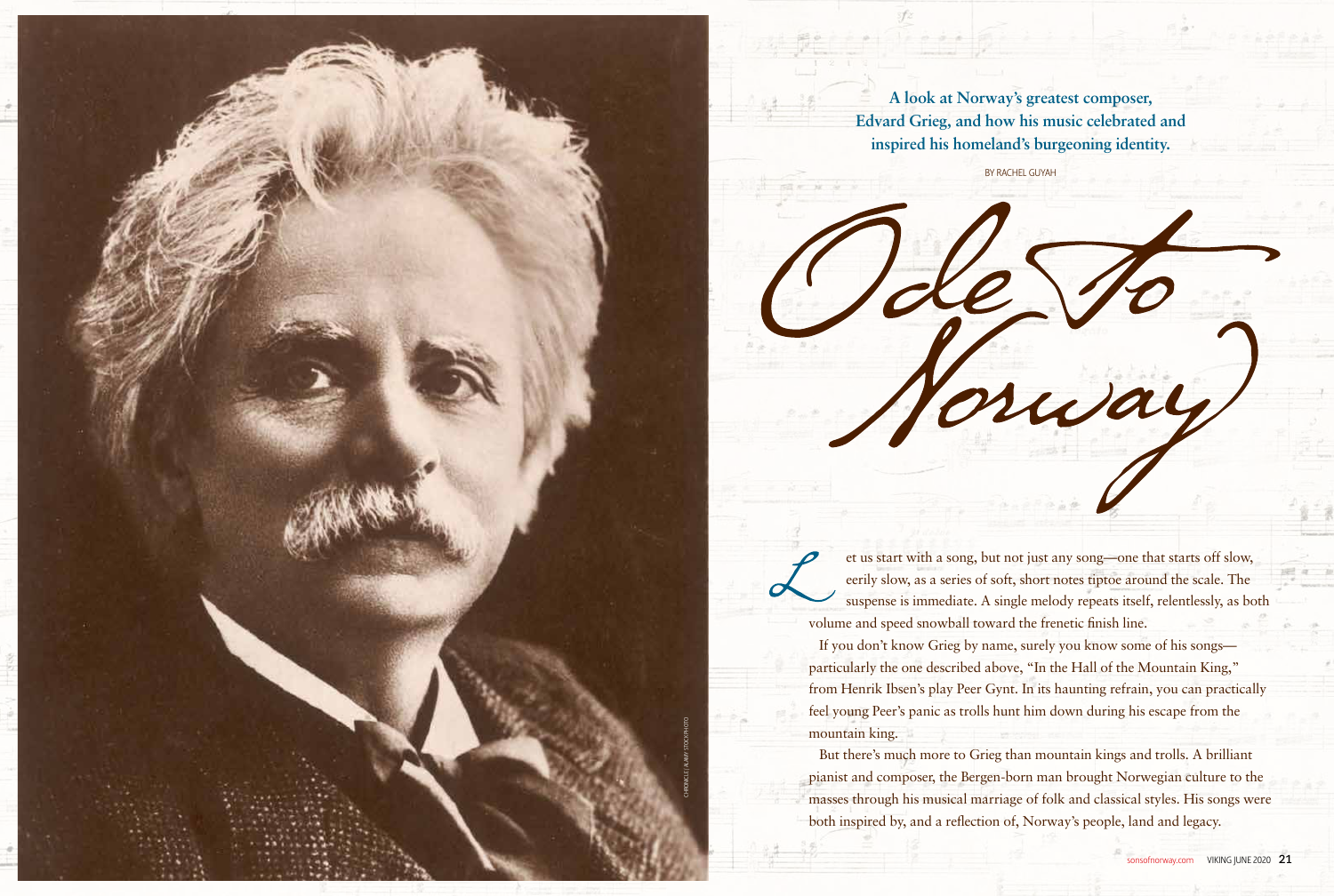# Ode to Norway

**A look at Norway's greatest composer, Edvard Grieg, and how his music celebrated and inspired his homeland's burgeoning identity.**

BY RACHEL GUYAH

Let us start with a song, but not just any song—one that starts off slow, eerily slow, as a series of soft, short notes tiptoe around the scale. The suspense is immediate. A single melody repeats itself, relentlessly, as both volume and speed snowball toward the frenetic finish line.

If you don't know Grieg by name, surely you know some of his songs—particularly the one described above, "In the Hall of the Mountain King," from Henrik Ibsen's play Peer Gynt. In its haunting refrain, you can practically feel young Peer's panic as trolls hunt him down during his escape from the mountain king.

But there's much more to Grieg than mountain kings and trolls. A brilliant pianist and composer, the Bergen-born man brought Norwegian culture to the masses through his musical marriage of folk and classical styles. His songs were both inspired by, and a reflection of, Norway's people, land and legacy.

CHRONICLE / ALAMY STOCK PHOTO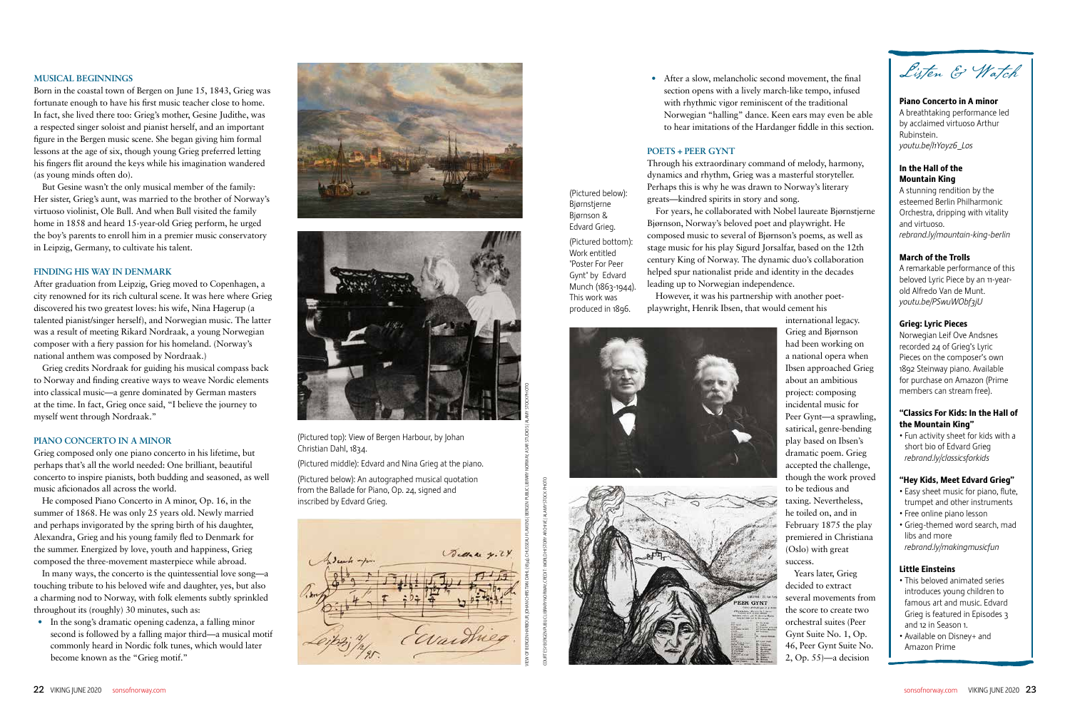## MUSICAL BEGINNINGS

Born in the coastal town of Bergen on June 15, 1843, Grieg was fortunate enough to have his first music teacher close to home. In fact, she lived there too: Grieg's mother, Gesine Judithe, was a respected singer soloist and pianist herself, and an important figure in the Bergen music scene. She began giving him formal lessons at the age of six, though young Grieg preferred letting his fingers flit around the keys while his imagination wandered (as young minds often do).

But Gesine wasn't the only musical member of the family: Her sister, Grieg's aunt, was married to the brother of Norway's virtuoso violinist, Ole Bull. And when Bull visited the family home in 1858 and heard 15-year-old Grieg perform, he urged the boy's parents to enroll him in a premier music conservatory in Leipzig, Germany, to cultivate his talent.

## FINDING HIS WAY IN DENMARK

After graduation from Leipzig, Grieg moved to Copenhagen, a city renowned for its rich cultural scene. It was here where Grieg discovered his two greatest loves: his wife, Nina Hagerup (a talented pianist/singer herself), and Norwegian music. The latter was a result of meeting Rikard Nordraak, a young Norwegian composer with a fiery passion for his homeland. (Norway's national anthem was composed by Nordraak.)

Grieg credits Nordraak for guiding his musical compass back to Norway and finding creative ways to weave Nordic elements into classical music—a genre dominated by German masters at the time. In fact, Grieg once said, "I believe the journey to myself went through Nordraak."

## PIANO CONCERTO IN A MINOR

Grieg composed only one piano concerto in his lifetime, but perhaps that's all the world needed: One brilliant, beautiful concerto to inspire pianists, both budding and seasoned, as well music aficionados all across the world.

He composed Piano Concerto in A minor, Op. 16, in the summer of 1868. He was only 25 years old. Newly married and perhaps invigorated by the spring birth of his daughter, Alexandra, Grieg and his young family fled to Denmark for the summer. Energized by love, youth and happiness, Grieg composed the three-movement masterpiece while abroad.

In many ways, the concerto is the quintessential love song—a touching tribute to his beloved wife and daughter, yes, but also a charming nod to Norway, with folk elements subtly sprinkled throughout its (roughly) 30 minutes, such as:

- In the song's dramatic opening cadenza, a falling minor second is followed by a falling major third—a musical motif commonly heard in Nordic folk tunes, which would later become known as the "Grieg motif."
- After a slow, melancholic second movement, the final section opens with a lively march-like tempo, infused with rhythmic vigor reminiscent of the traditional Norwegian "halling" dance. Keen ears may even be able to hear imitations of the Hardanger fiddle in this section.

(Pictured top): View of Bergen Harbour, by Johan Christian Dahl, 1834.

(Pictured middle): Edvard and Nina Grieg at the piano.

(Pictured below): An autographed musical quotation from the Ballade for Piano, Op. 24, signed and inscribed by Edvard Grieg.

VIEW OF BERGEN HARBOUR, JOHAN CHRISTIAN DAHL (1834), CHUSSEAU FLAVIENS | BERGEN PUBLIC LIBRARY NORWAY; ASAR STUDIOS | ALAMY STOCK PHOTO

COURTESY BERGEN PUBLIC LIBRARY NORWAY; CREDIT: WORLD HISTORY ARCHIVE | ALAMY STOCK PHOTO

## POETS + PEER GYNT

Through his extraordinary command of melody, harmony, dynamics and rhythm, Grieg was a masterful storyteller. Perhaps this is why he was drawn to Norway's literary greats—kindred spirits in story and song.

For years, he collaborated with Nobel laureate Bjørnstjerne Bjørnson, Norway's beloved poet and playwright. He composed music to several of Bjørnson's poems, as well as stage music for his play Sigurd Jorsalfar, based on the 12th century King of Norway. The dynamic duo's collaboration helped spur nationalist pride and identity in the decades leading up to Norwegian independence.

However, it was his partnership with another poet-playwright, Henrik Ibsen, that would cement his international legacy. Grieg and Bjørnson had been working on a national opera when Ibsen approached Grieg about an ambitious project: composing incidental music for Peer Gynt—a sprawling, satirical, genre-bending play based on Ibsen's dramatic poem. Grieg accepted the challenge, though the work proved to be tedious and taxing. Nevertheless, he toiled on, and in February 1875 the play premiered in Christiana (Oslo) with great success.

Years later, Grieg decided to extract several movements from the score to create two orchestral suites (Peer Gynt Suite No. 1, Op. 46, Peer Gynt Suite No. 2, Op. 55)—a decision

(Pictured below): Bjørnstjerne Bjørnson & Edvard Grieg.

(Pictured bottom): Work entitled 'Poster For Peer Gynt' by Edvard Munch (1863-1944). This work was produced in 1896.

## *Listen & Watch*

**Piano Concerto in A minor**
A breathtaking performance led by acclaimed virtuoso Arthur Rubinstein.
*youtu.be/I1Yoyz6_Los*

**In the Hall of the Mountain King**
A stunning rendition by the esteemed Berlin Philharmonic Orchestra, dripping with vitality and virtuoso.
*rebrand.ly/mountain-king-berlin*

**March of the Trolls**
A remarkable performance of this beloved Lyric Piece by an 11-year-old Alfredo Van de Munt.
*youtu.be/PSwuWObf3jU*

**Grieg: Lyric Pieces**
Norwegian Leif Ove Andsnes recorded 24 of Grieg's Lyric Pieces on the composer's own 1892 Steinway piano. Available for purchase on Amazon (Prime members can stream free).

**"Classics For Kids: In the Hall of the Mountain King"**
- Fun activity sheet for kids with a short bio of Edvard Grieg
  *rebrand.ly/classicsforkids*

**"Hey Kids, Meet Edvard Grieg"**
- Easy sheet music for piano, flute, trumpet and other instruments
- Free online piano lesson
- Grieg-themed word search, mad libs and more
  *rebrand.ly/makingmusicfun*

**Little Einsteins**
- This beloved animated series introduces young children to famous art and music. Edvard Grieg is featured in Episodes 3 and 12 in Season 1.
- Available on Disney+ and Amazon Prime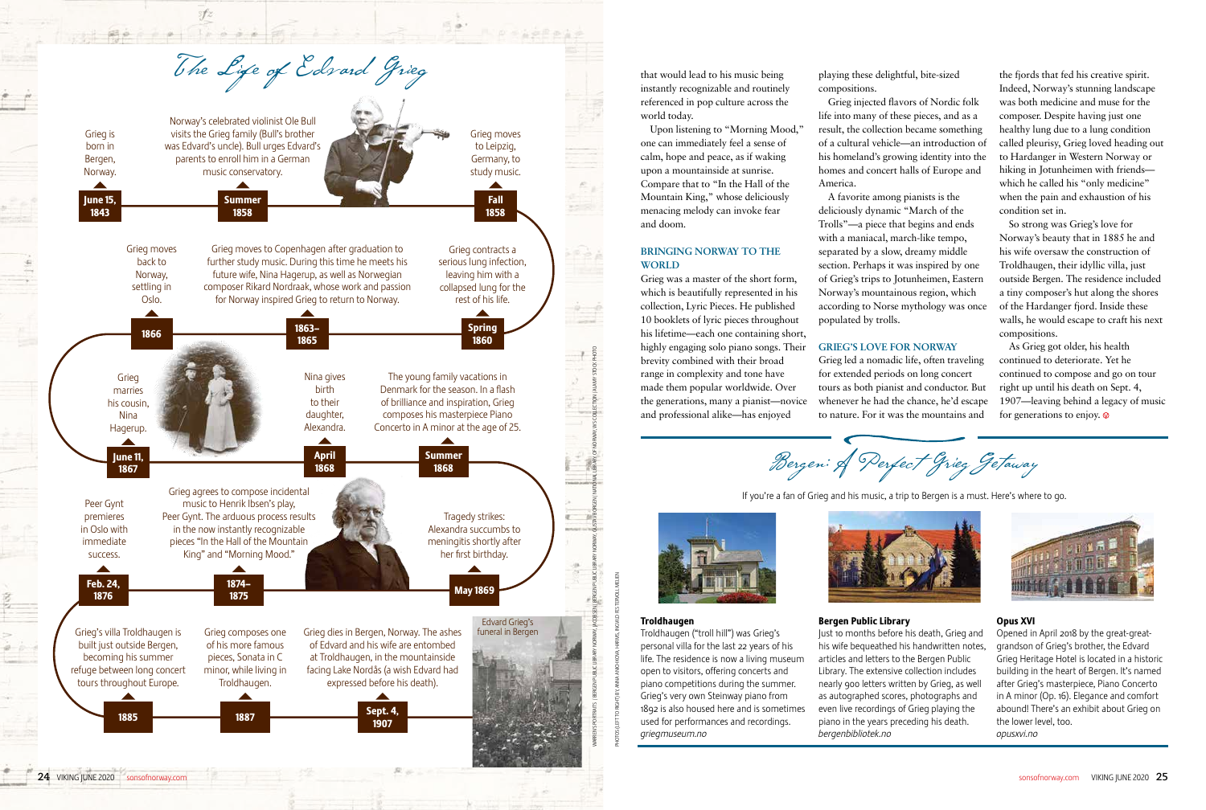# The Life of Edvard Grieg

**June 15, 1843**
Grieg is born in Bergen, Norway.

**Summer 1858**
Norway's celebrated violinist Ole Bull visits the Grieg family (Bull's brother was Edvard's uncle). Bull urges Edvard's parents to enroll him in a German music conservatory.

**Fall 1858**
Grieg moves to Leipzig, Germany, to study music.

**Spring 1860**
Grieg contracts a serious lung infection, leaving him with a collapsed lung for the rest of his life.

**1863–1865**
Grieg moves to Copenhagen after graduation to further study music. During this time he meets his future wife, Nina Hagerup, as well as Norwegian composer Rikard Nordraak, whose work and passion for Norway inspired Grieg to return to Norway.

**1866**
Grieg moves back to Norway, settling in Oslo.

**June 11, 1867**
Grieg marries his cousin, Nina Hagerup.

**April 1868**
Nina gives birth to their daughter, Alexandra.

**Summer 1868**
The young family vacations in Denmark for the season. In a flash of brilliance and inspiration, Grieg composes his masterpiece Piano Concerto in A minor at the age of 25.

**May 1869**
Tragedy strikes: Alexandra succumbs to meningitis shortly after her first birthday.

**1874–1875**
Grieg agrees to compose incidental music to Henrik Ibsen's play, Peer Gynt. The arduous process results in the now instantly recognizable pieces "In the Hall of the Mountain King" and "Morning Mood."

**Feb. 24, 1876**
Peer Gynt premieres in Oslo with immediate success.

**1885**
Grieg's villa Troldhaugen is built just outside Bergen, becoming his summer refuge between long concert tours throughout Europe.

**1887**
Grieg composes one of his more famous pieces, Sonata in C minor, while living in Troldhaugen.

**Sept. 4, 1907**
Grieg dies in Bergen, Norway. The ashes of Edvard and his wife are entombed at Troldhaugen, in the mountainside facing Lake Nordås (a wish Edvard had expressed before his death).

Edvard Grieg's funeral in Bergen

PHOTOS (LEFT TO RIGHT) BY: ANNA IVANCHOVA; HAFMS; INGVAR TESTOLL MELIEN

WAREHOUSE PORTRAITS: BERGEN PUBLIC LIBRARY NORWAY; ANDERSEN/BERGEN PUBLIC LIBRARY NORWAY; GUSTAV BORGEN/NATIONAL LIBRARY OF NORWAY; VS COLLECTION/ALAMY STOCK PHOTO

that would lead to his music being instantly recognizable and routinely referenced in pop culture across the world today.

Upon listening to "Morning Mood," one can immediately feel a sense of calm, hope and peace, as if waking upon a mountainside at sunrise. Compare that to "In the Hall of the Mountain King," whose deliciously menacing melody can invoke fear and doom.

## BRINGING NORWAY TO THE WORLD

Grieg was a master of the short form, which is beautifully represented in his collection, Lyric Pieces. He published 10 booklets of lyric pieces throughout his lifetime—each one containing short, highly engaging solo piano songs. Their brevity combined with their broad range in complexity and tone have made them popular worldwide. Over the generations, many a pianist—novice and professional alike—has enjoyed playing these delightful, bite-sized compositions.

Grieg injected flavors of Nordic folk life into many of these pieces, and as a result, the collection became something of a cultural vehicle—an introduction of his homeland's growing identity into the homes and concert halls of Europe and America.

A favorite among pianists is the deliciously dynamic "March of the Trolls"—a piece that begins and ends with a maniacal, march-like tempo, separated by a slow, dreamy middle section. Perhaps it was inspired by one of Grieg's trips to Jotunheimen, Eastern Norway's mountainous region, which according to Norse mythology was once populated by trolls.

## GRIEG'S LOVE FOR NORWAY

Grieg led a nomadic life, often traveling for extended periods on long concert tours as both pianist and conductor. But whenever he had the chance, he'd escape to nature. For it was the mountains and the fjords that fed his creative spirit. Indeed, Norway's stunning landscape was both medicine and muse for the composer. Despite having just one healthy lung due to a lung condition called pleurisy, Grieg loved heading out to Hardanger in Western Norway or hiking in Jotunheimen with friends—which he called his "only medicine"—when the pain and exhaustion of his condition set in.

So strong was Grieg's love for Norway's beauty that in 1885 he and his wife oversaw the construction of Troldhaugen, their idyllic villa, just outside Bergen. The residence included a tiny composer's hut along the shores of the Hardanger fjord. Inside these walls, he would escape to craft his next compositions.

As Grieg got older, his health continued to deteriorate. Yet he continued to compose and go on tour right up until his death on Sept. 4, 1907—leaving behind a legacy of music for generations to enjoy.

## Bergen: A Perfect Grieg Getaway

If you're a fan of Grieg and his music, a trip to Bergen is a must. Here's where to go.

**Troldhaugen**
Troldhaugen ("troll hill") was Grieg's personal villa for the last 22 years of his life. The residence is now a living museum open to visitors, offering concerts and piano competitions during the summer. Grieg's very own Steinway piano from 1892 is also housed here and is sometimes used for performances and recordings.
*griegmuseum.no*

**Bergen Public Library**
Just 10 months before his death, Grieg and his wife bequeathed his handwritten notes, articles and letters to the Bergen Public Library. The extensive collection includes nearly 900 letters written by Grieg, as well as autographed scores, photographs and even live recordings of Grieg playing the piano in the years preceding his death.
*bergenbibliotek.no*

**Opus XVI**
Opened in April 2018 by the great-great-grandson of Grieg's brother, the Edvard Grieg Heritage Hotel is located in a historic building in the heart of Bergen. It's named after Grieg's masterpiece, Piano Concerto in A minor (Op. 16). Elegance and comfort abound! There's an exhibit about Grieg on the lower level, too.
*opusxvi.no*